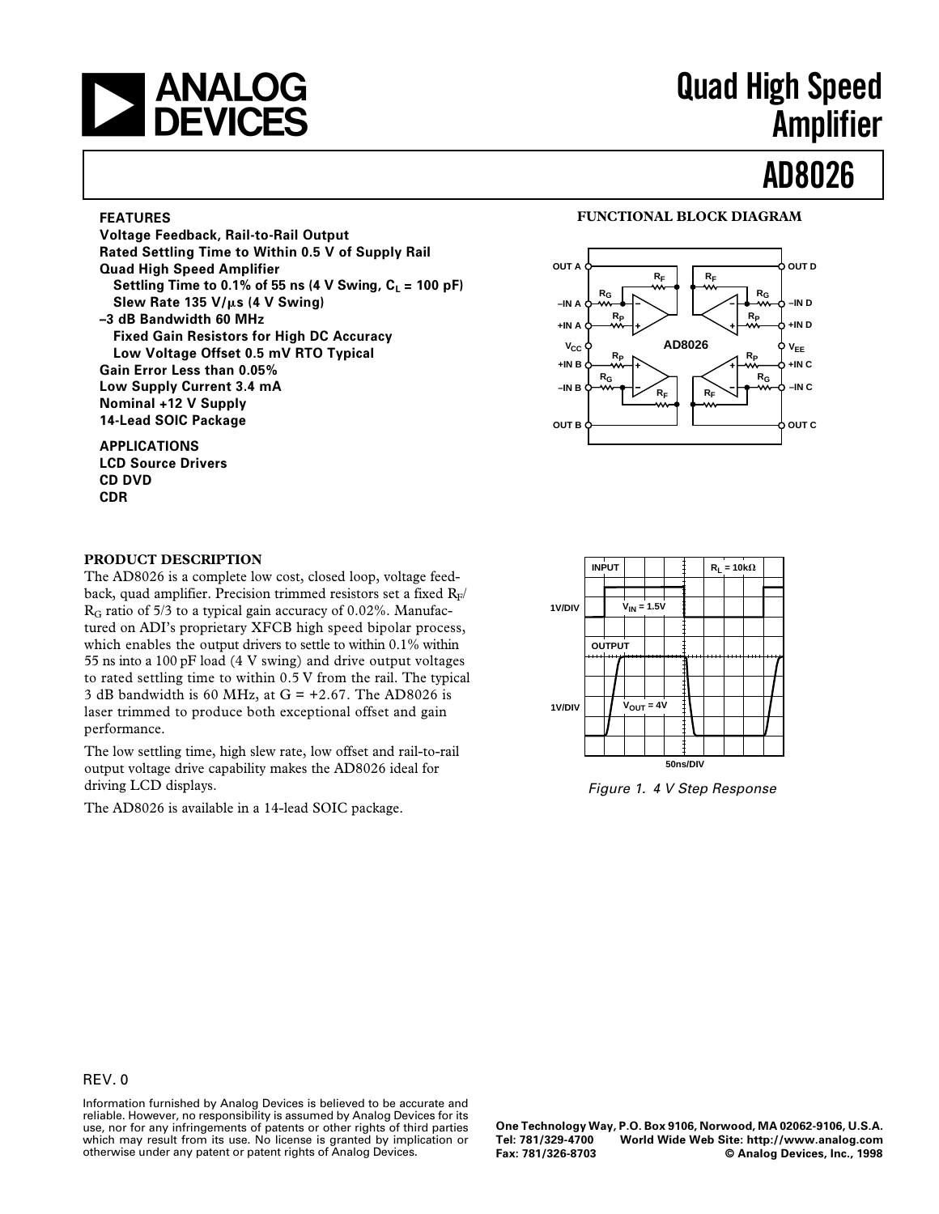# Quad High Speed Amplifier

# AD8026

## FEATURES

**Voltage Feedback, Rail-to-Rail Output**
**Rated Settling Time to Within 0.5 V of Supply Rail**
**Quad High Speed Amplifier**
- **Settling Time to 0.1% of 55 ns (4 V Swing, $C_L$ = 100 pF)**
- **Slew Rate 135 V/μs (4 V Swing)**

**–3 dB Bandwidth 60 MHz**
- **Fixed Gain Resistors for High DC Accuracy**
- **Low Voltage Offset 0.5 mV RTO Typical**

**Gain Error Less than 0.05%**
**Low Supply Current 3.4 mA**
**Nominal +12 V Supply**
**14-Lead SOIC Package**

## APPLICATIONS

**LCD Source Drivers**
**CD DVD**
**CDR**

## FUNCTIONAL BLOCK DIAGRAM

## PRODUCT DESCRIPTION

The AD8026 is a complete low cost, closed loop, voltage feedback, quad amplifier. Precision trimmed resistors set a fixed $R_F$/$R_G$ ratio of 5/3 to a typical gain accuracy of 0.02%. Manufactured on ADI's proprietary XFCB high speed bipolar process, which enables the output drivers to settle to within 0.1% within 55 ns into a 100 pF load (4 V swing) and drive output voltages to rated settling time to within 0.5 V from the rail. The typical 3 dB bandwidth is 60 MHz, at G = +2.67. The AD8026 is laser trimmed to produce both exceptional offset and gain performance.

The low settling time, high slew rate, low offset and rail-to-rail output voltage drive capability makes the AD8026 ideal for driving LCD displays.

The AD8026 is available in a 14-lead SOIC package.

*Figure 1. 4 V Step Response*

REV. 0

Information furnished by Analog Devices is believed to be accurate and reliable. However, no responsibility is assumed by Analog Devices for its use, nor for any infringements of patents or other rights of third parties which may result from its use. No license is granted by implication or otherwise under any patent or patent rights of Analog Devices.

**One Technology Way, P.O. Box 9106, Norwood, MA 02062-9106, U.S.A.**
**Tel: 781/329-4700 World Wide Web Site: http://www.analog.com**
**Fax: 781/326-8703 © Analog Devices, Inc., 1998**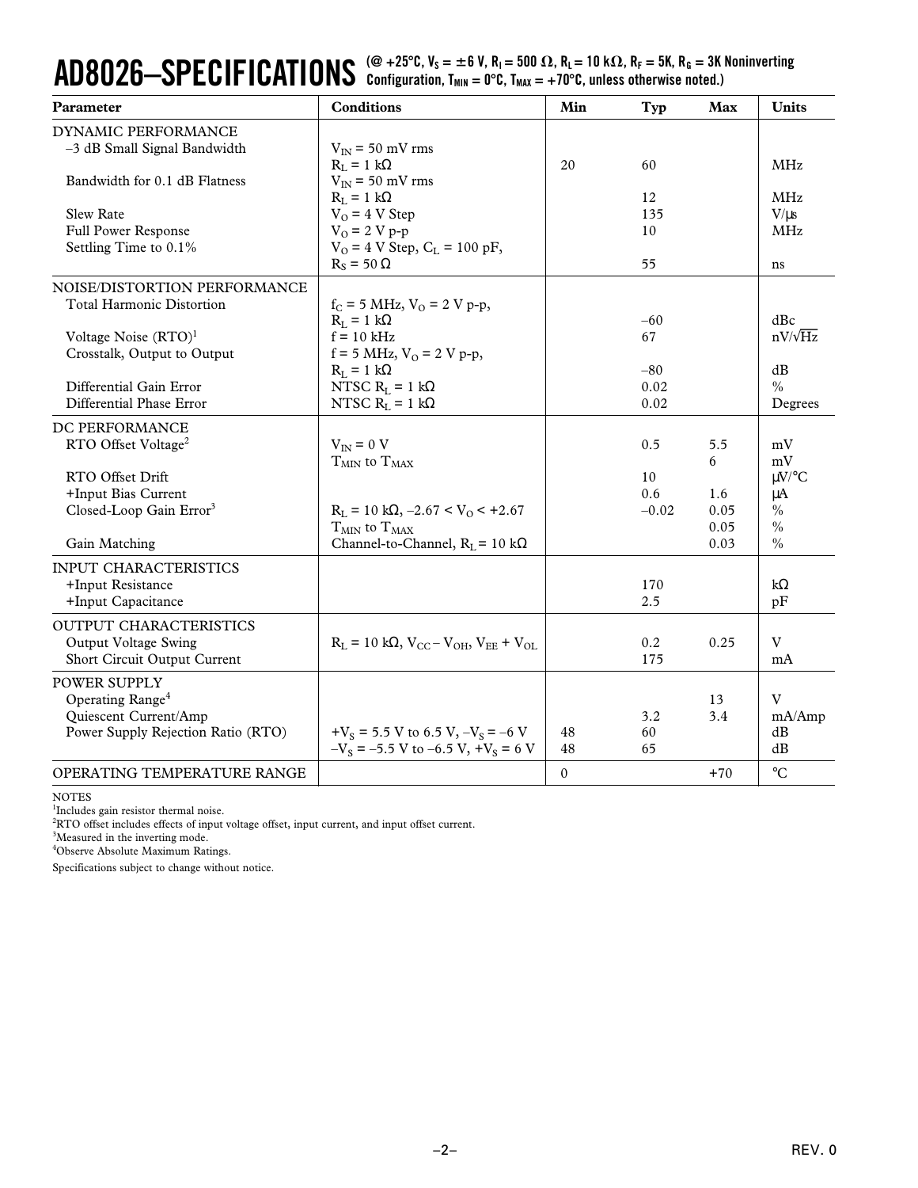# AD8026–SPECIFICATIONS

(@ +25°C, $V_S$ = ±6 V, $R_I$ = 500 Ω, $R_L$ = 10 kΩ, $R_F$ = 5K, $R_G$ = 3K Noninverting Configuration, $T_{MIN}$ = 0°C, $T_{MAX}$ = +70°C, unless otherwise noted.)

| Parameter | Conditions | Min | Typ | Max | Units |
|---|---|---|---|---|---|
| DYNAMIC PERFORMANCE | | | | | |
| –3 dB Small Signal Bandwidth | $V_{IN}$ = 50 mV rms, $R_L$ = 1 kΩ | 20 | 60 | | MHz |
| Bandwidth for 0.1 dB Flatness | $V_{IN}$ = 50 mV rms, $R_L$ = 1 kΩ | | 12 | | MHz |
| Slew Rate | $V_O$ = 4 V Step | | 135 | | V/μs |
| Full Power Response | $V_O$ = 2 V p-p | | 10 | | MHz |
| Settling Time to 0.1% | $V_O$ = 4 V Step, $C_L$ = 100 pF, $R_S$ = 50 Ω | | 55 | | ns |
| NOISE/DISTORTION PERFORMANCE | | | | | |
| Total Harmonic Distortion | $f_C$ = 5 MHz, $V_O$ = 2 V p-p, $R_L$ = 1 kΩ | | –60 | | dBc |
| Voltage Noise (RTO)[1] | f = 10 kHz | | 67 | | nV/√Hz |
| Crosstalk, Output to Output | f = 5 MHz, $V_O$ = 2 V p-p, $R_L$ = 1 kΩ | | –80 | | dB |
| Differential Gain Error | NTSC $R_L$ = 1 kΩ | | 0.02 | | % |
| Differential Phase Error | NTSC $R_L$ = 1 kΩ | | 0.02 | | Degrees |
| DC PERFORMANCE | | | | | |
| RTO Offset Voltage[2] | $V_{IN}$ = 0 V | | 0.5 | 5.5 | mV |
| | $T_{MIN}$ to $T_{MAX}$ | | | 6 | mV |
| RTO Offset Drift | | | 10 | | μV/°C |
| +Input Bias Current | | | 0.6 | 1.6 | μA |
| Closed-Loop Gain Error[3] | $R_L$ = 10 kΩ, –2.67 < $V_O$ < +2.67 | | –0.02 | 0.05 | % |
| | $T_{MIN}$ to $T_{MAX}$ | | | 0.05 | % |
| Gain Matching | Channel-to-Channel, $R_L$ = 10 kΩ | | | 0.03 | % |
| INPUT CHARACTERISTICS | | | | | |
| +Input Resistance | | | 170 | | kΩ |
| +Input Capacitance | | | 2.5 | | pF |
| OUTPUT CHARACTERISTICS | | | | | |
| Output Voltage Swing | $R_L$ = 10 kΩ, $V_{CC} - V_{OH}$, $V_{EE} + V_{OL}$ | | 0.2 | 0.25 | V |
| Short Circuit Output Current | | | 175 | | mA |
| POWER SUPPLY | | | | | |
| Operating Range[4] | | | | 13 | V |
| Quiescent Current/Amp | | | 3.2 | 3.4 | mA/Amp |
| Power Supply Rejection Ratio (RTO) | $+V_S$ = 5.5 V to 6.5 V, $-V_S$ = –6 V | 48 | 60 | | dB |
| | $-V_S$ = –5.5 V to –6.5 V, $+V_S$ = 6 V | 48 | 65 | | dB |
| OPERATING TEMPERATURE RANGE | | 0 | | +70 | °C |

NOTES

[1]Includes gain resistor thermal noise.

[2]RTO offset includes effects of input voltage offset, input current, and input offset current.

[3]Measured in the inverting mode.

[4]Observe Absolute Maximum Ratings.

Specifications subject to change without notice.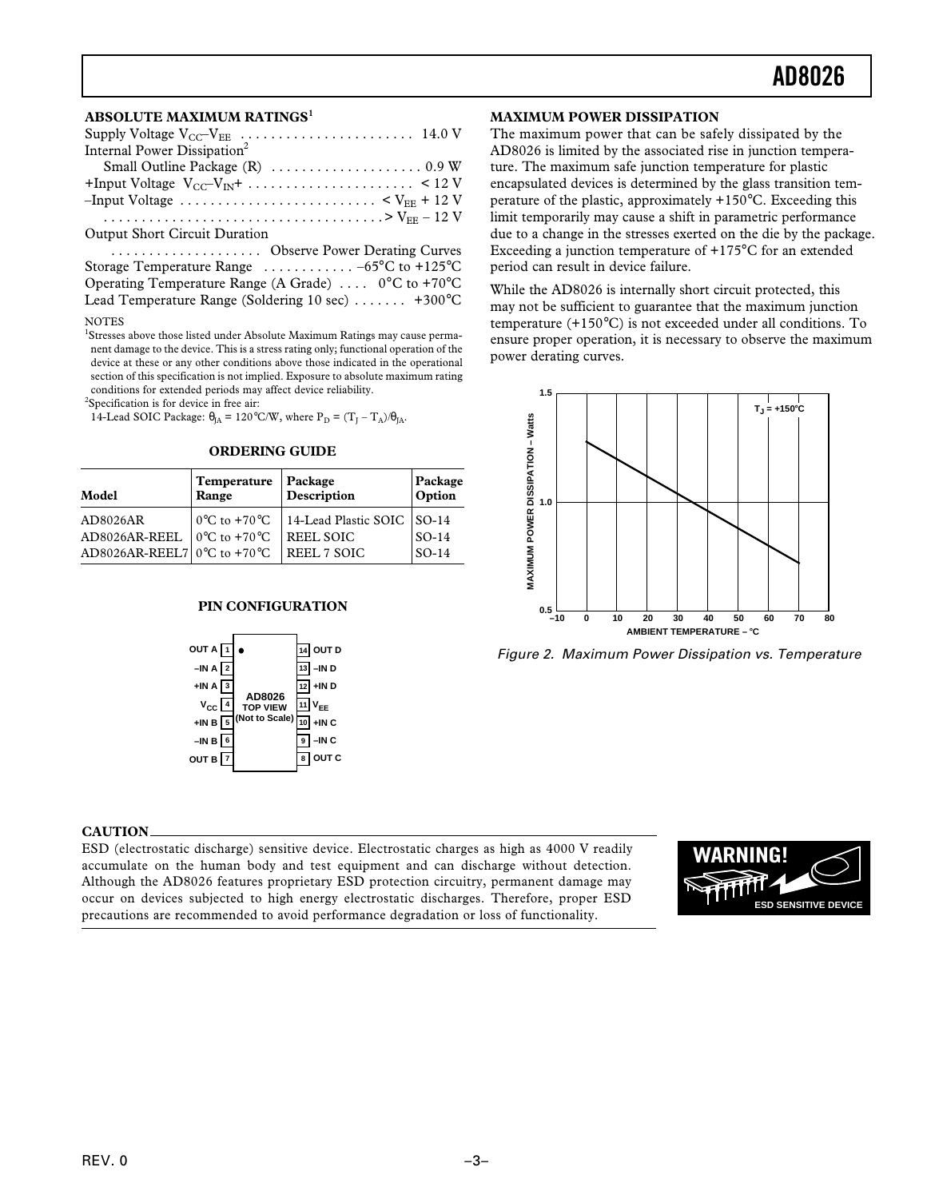## ABSOLUTE MAXIMUM RATINGS[1]

Supply Voltage $V_{CC}$–$V_{EE}$ . . . . . . . . . . . . . . . . . . . . . . . 14.0 V
Internal Power Dissipation[2]
Small Outline Package (R) . . . . . . . . . . . . . . . . . . . . 0.9 W
+Input Voltage $V_{CC}$–$V_{IN}$+ . . . . . . . . . . . . . . . . . . . . . . < 12 V
–Input Voltage . . . . . . . . . . . . . . . . . . . . . . . . . . < $V_{EE}$ + 12 V
. . . . . . . . . . . . . . . . . . . . . . . . . . . . . . . . . . . . . > $V_{EE}$ – 12 V
Output Short Circuit Duration
. . . . . . . . . . . . . . . . . . . . Observe Power Derating Curves
Storage Temperature Range . . . . . . . . . . . . –65°C to +125°C
Operating Temperature Range (A Grade) . . . . 0°C to +70°C
Lead Temperature Range (Soldering 10 sec) . . . . . . . +300°C

NOTES

[1]Stresses above those listed under Absolute Maximum Ratings may cause permanent damage to the device. This is a stress rating only; functional operation of the device at these or any other conditions above those indicated in the operational section of this specification is not implied. Exposure to absolute maximum rating conditions for extended periods may affect device reliability.

[2]Specification is for device in free air:
14-Lead SOIC Package: $\theta_{JA}$ = 120°C/W, where $P_D = (T_J - T_A)/\theta_{JA}$.

## ORDERING GUIDE

| Model | Temperature Range | Package Description | Package Option |
|---|---|---|---|
| AD8026AR | 0°C to +70°C | 14-Lead Plastic SOIC | SO-14 |
| AD8026AR-REEL | 0°C to +70°C | REEL SOIC | SO-14 |
| AD8026AR-REEL7 | 0°C to +70°C | REEL 7 SOIC | SO-14 |

## PIN CONFIGURATION

| Pin | Name | Pin | Name |
|---|---|---|---|
| 1 | OUT A | 14 | OUT D |
| 2 | –IN A | 13 | –IN D |
| 3 | +IN A | 12 | +IN D |
| 4 | $V_{CC}$ | 11 | $V_{EE}$ |
| 5 | +IN B | 10 | +IN C |
| 6 | –IN B | 9 | –IN C |
| 7 | OUT B | 8 | OUT C |

AD8026 TOP VIEW (Not to Scale)

## MAXIMUM POWER DISSIPATION

The maximum power that can be safely dissipated by the AD8026 is limited by the associated rise in junction temperature. The maximum safe junction temperature for plastic encapsulated devices is determined by the glass transition temperature of the plastic, approximately +150°C. Exceeding this limit temporarily may cause a shift in parametric performance due to a change in the stresses exerted on the die by the package. Exceeding a junction temperature of +175°C for an extended period can result in device failure.

While the AD8026 is internally short circuit protected, this may not be sufficient to guarantee that the maximum junction temperature (+150°C) is not exceeded under all conditions. To ensure proper operation, it is necessary to observe the maximum power derating curves.

*Figure 2. Maximum Power Dissipation vs. Temperature*

## CAUTION

ESD (electrostatic discharge) sensitive device. Electrostatic charges as high as 4000 V readily accumulate on the human body and test equipment and can discharge without detection. Although the AD8026 features proprietary ESD protection circuitry, permanent damage may occur on devices subjected to high energy electrostatic discharges. Therefore, proper ESD precautions are recommended to avoid performance degradation or loss of functionality.

WARNING! ESD SENSITIVE DEVICE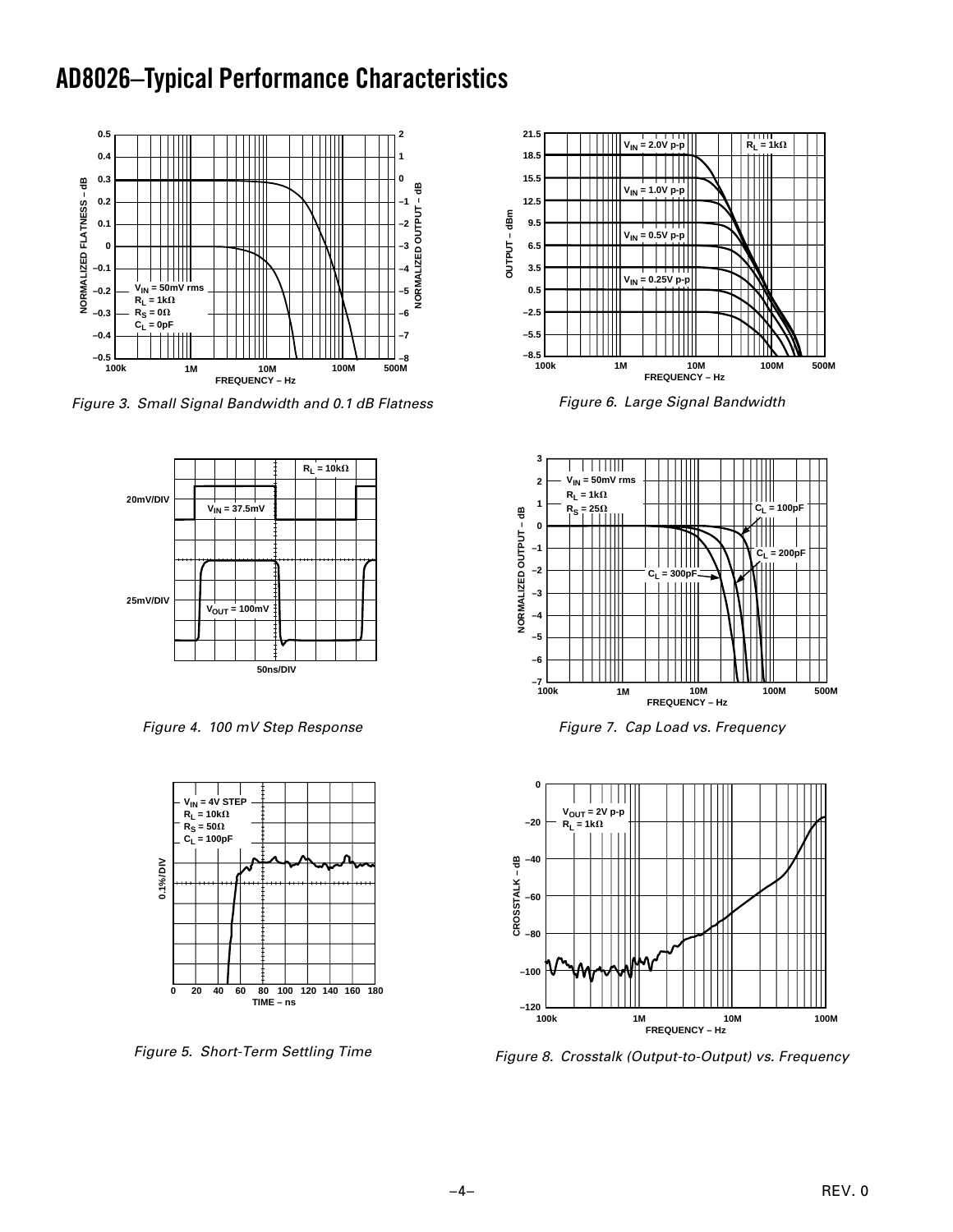# AD8026–Typical Performance Characteristics

*Figure 3. Small Signal Bandwidth and 0.1 dB Flatness*

*Figure 4. 100 mV Step Response*

*Figure 5. Short-Term Settling Time*

*Figure 6. Large Signal Bandwidth*

*Figure 7. Cap Load vs. Frequency*

*Figure 8. Crosstalk (Output-to-Output) vs. Frequency*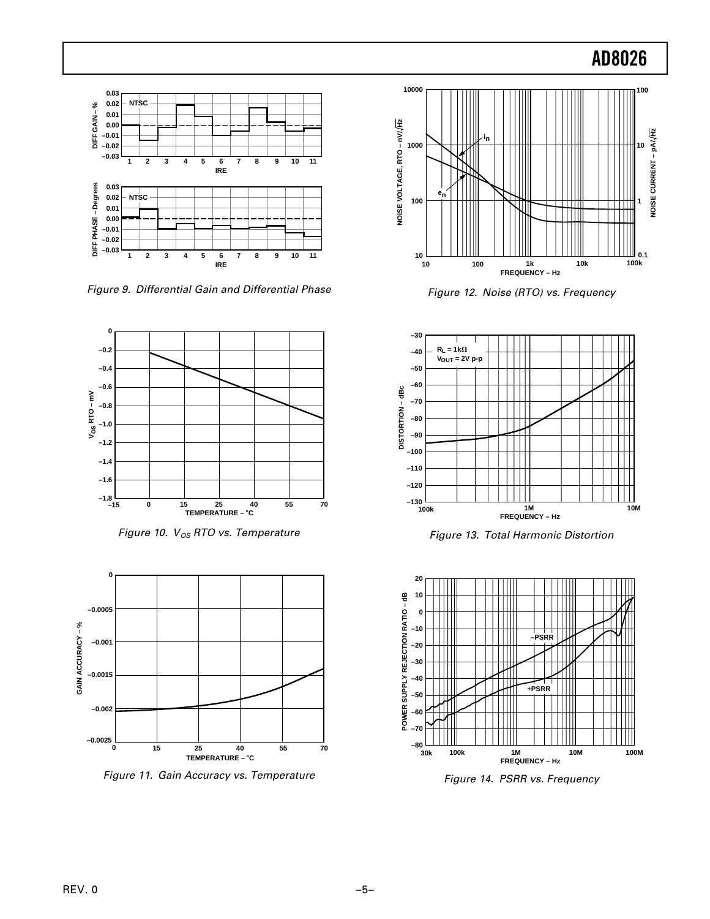Figure 9. Differential Gain and Differential Phase

Figure 10. $V_{OS}$ RTO vs. Temperature

Figure 11. Gain Accuracy vs. Temperature

Figure 12. Noise (RTO) vs. Frequency

Figure 13. Total Harmonic Distortion

Figure 14. PSRR vs. Frequency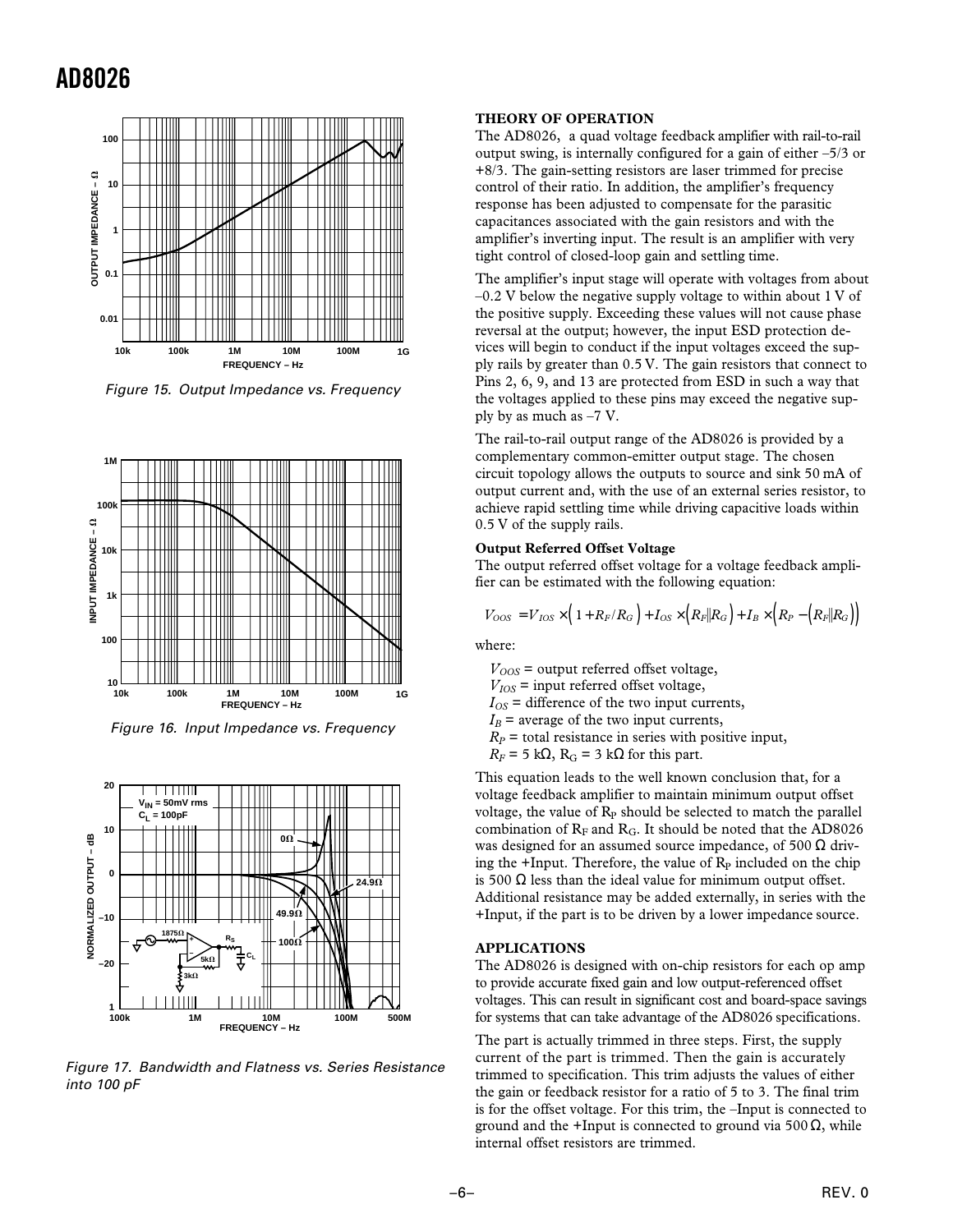Figure 15. Output Impedance vs. Frequency

Figure 16. Input Impedance vs. Frequency

Figure 17. Bandwidth and Flatness vs. Series Resistance into 100 pF

## THEORY OF OPERATION

The AD8026, a quad voltage feedback amplifier with rail-to-rail output swing, is internally configured for a gain of either –5/3 or +8/3. The gain-setting resistors are laser trimmed for precise control of their ratio. In addition, the amplifier's frequency response has been adjusted to compensate for the parasitic capacitances associated with the gain resistors and with the amplifier's inverting input. The result is an amplifier with very tight control of closed-loop gain and settling time.

The amplifier's input stage will operate with voltages from about –0.2 V below the negative supply voltage to within about 1 V of the positive supply. Exceeding these values will not cause phase reversal at the output; however, the input ESD protection devices will begin to conduct if the input voltages exceed the supply rails by greater than 0.5 V. The gain resistors that connect to Pins 2, 6, 9, and 13 are protected from ESD in such a way that the voltages applied to these pins may exceed the negative supply by as much as –7 V.

The rail-to-rail output range of the AD8026 is provided by a complementary common-emitter output stage. The chosen circuit topology allows the outputs to source and sink 50 mA of output current and, with the use of an external series resistor, to achieve rapid settling time while driving capacitive loads within 0.5 V of the supply rails.

### Output Referred Offset Voltage

The output referred offset voltage for a voltage feedback amplifier can be estimated with the following equation:

$$V_{OOS} = V_{IOS} \times \left(1 + R_F/R_G\right) + I_{OS} \times \left(R_F \| R_G\right) + I_B \times \left(R_P - \left(R_F \| R_G\right)\right)$$

where:

$V_{OOS}$ = output referred offset voltage,
$V_{IOS}$ = input referred offset voltage,
$I_{OS}$ = difference of the two input currents,
$I_B$ = average of the two input currents,
$R_P$ = total resistance in series with positive input,
$R_F$ = 5 kΩ, $R_G$ = 3 kΩ for this part.

This equation leads to the well known conclusion that, for a voltage feedback amplifier to maintain minimum output offset voltage, the value of $R_P$ should be selected to match the parallel combination of $R_F$ and $R_G$. It should be noted that the AD8026 was designed for an assumed source impedance, of 500 Ω driving the +Input. Therefore, the value of $R_P$ included on the chip is 500 Ω less than the ideal value for minimum output offset. Additional resistance may be added externally, in series with the +Input, if the part is to be driven by a lower impedance source.

## APPLICATIONS

The AD8026 is designed with on-chip resistors for each op amp to provide accurate fixed gain and low output-referenced offset voltages. This can result in significant cost and board-space savings for systems that can take advantage of the AD8026 specifications.

The part is actually trimmed in three steps. First, the supply current of the part is trimmed. Then the gain is accurately trimmed to specification. This trim adjusts the values of either the gain or feedback resistor for a ratio of 5 to 3. The final trim is for the offset voltage. For this trim, the –Input is connected to ground and the +Input is connected to ground via 500 Ω, while internal offset resistors are trimmed.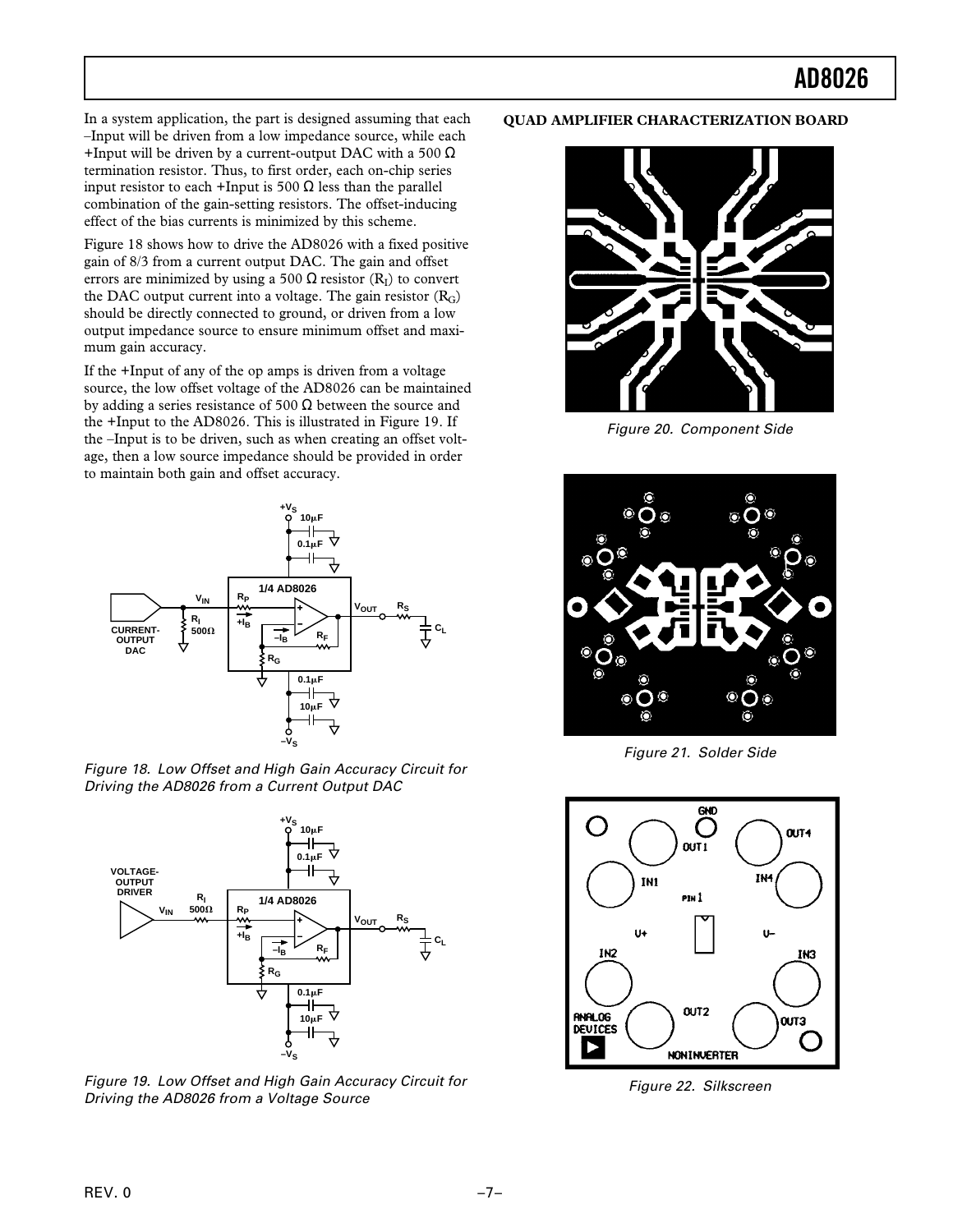In a system application, the part is designed assuming that each –Input will be driven from a low impedance source, while each +Input will be driven by a current-output DAC with a 500 Ω termination resistor. Thus, to first order, each on-chip series input resistor to each +Input is 500 Ω less than the parallel combination of the gain-setting resistors. The offset-inducing effect of the bias currents is minimized by this scheme.

Figure 18 shows how to drive the AD8026 with a fixed positive gain of 8/3 from a current output DAC. The gain and offset errors are minimized by using a 500 Ω resistor ($R_I$) to convert the DAC output current into a voltage. The gain resistor ($R_G$) should be directly connected to ground, or driven from a low output impedance source to ensure minimum offset and maximum gain accuracy.

If the +Input of any of the op amps is driven from a voltage source, the low offset voltage of the AD8026 can be maintained by adding a series resistance of 500 Ω between the source and the +Input to the AD8026. This is illustrated in Figure 19. If the –Input is to be driven, such as when creating an offset voltage, then a low source impedance should be provided in order to maintain both gain and offset accuracy.

*Figure 18. Low Offset and High Gain Accuracy Circuit for Driving the AD8026 from a Current Output DAC*

*Figure 19. Low Offset and High Gain Accuracy Circuit for Driving the AD8026 from a Voltage Source*

**QUAD AMPLIFIER CHARACTERIZATION BOARD**

*Figure 20. Component Side*

*Figure 21. Solder Side*

*Figure 22. Silkscreen*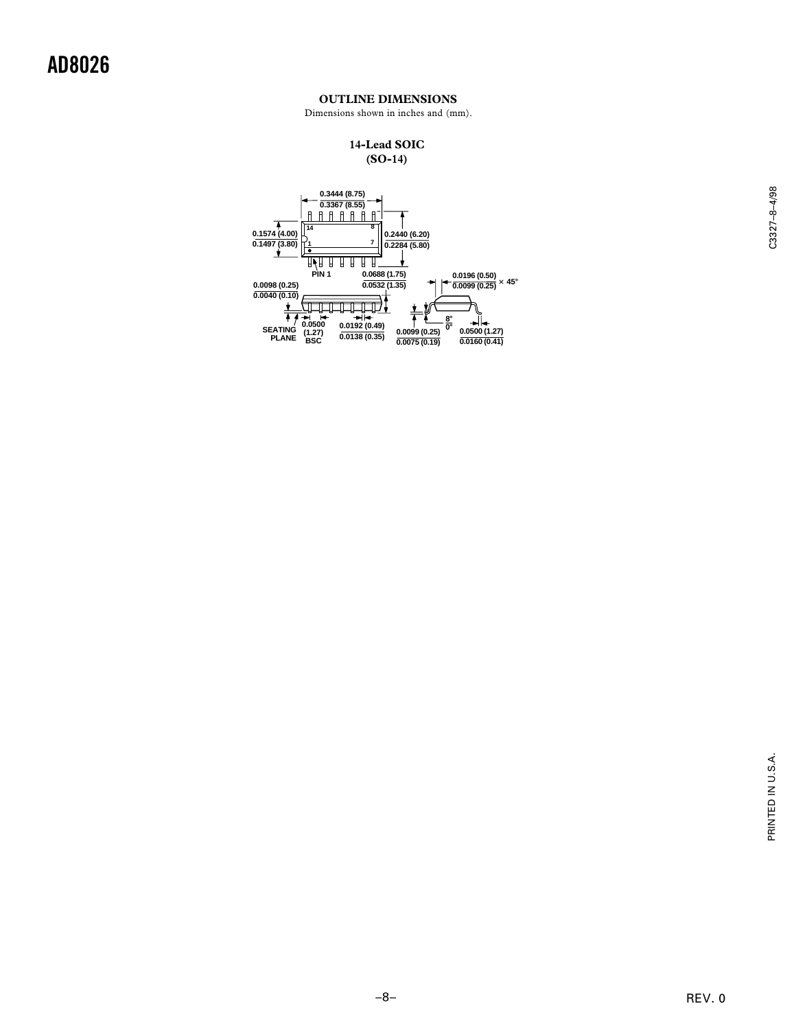## OUTLINE DIMENSIONS

Dimensions shown in inches and (mm).

### 14-Lead SOIC (SO-14)

0.3444 (8.75)
0.3367 (8.55)

14
8
1
7

0.1574 (4.00)
0.1497 (3.80)

0.2440 (6.20)
0.2284 (5.80)

PIN 1

0.0688 (1.75)
0.0532 (1.35)

0.0196 (0.50)
0.0099 (0.25)
× 45°

0.0098 (0.25)
0.0040 (0.10)

SEATING PLANE

0.0500 (1.27) BSC

0.0192 (0.49)
0.0138 (0.35)

8°
0°

0.0099 (0.25)
0.0075 (0.19)

0.0500 (1.27)
0.0160 (0.41)

C3327–8–4/98

PRINTED IN U.S.A.